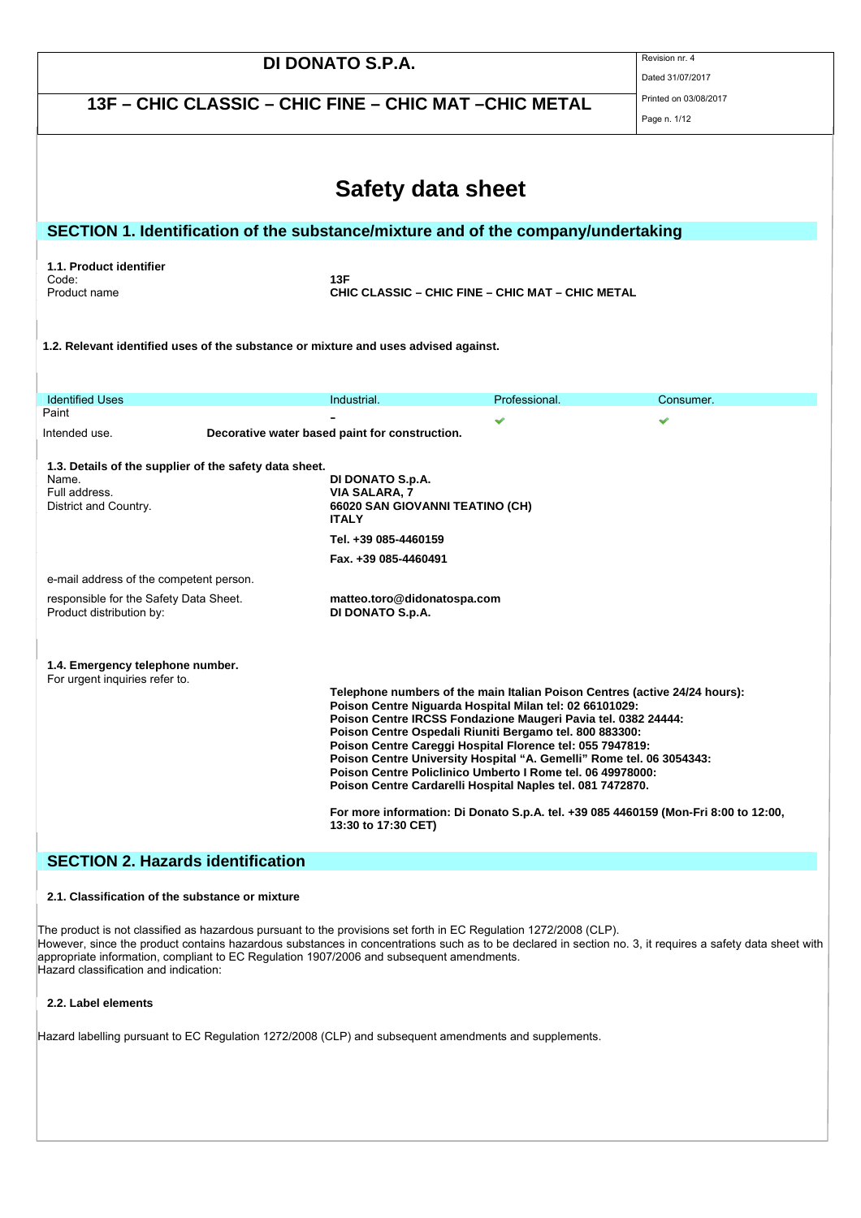# Safety data sheet

## SECTION 1. Identification of the substance/mixture and of the company/undertaking

**1.1. Product identifier**

| | |
|---|---|
| Code: | **13F** |
| Product name | **CHIC CLASSIC – CHIC FINE – CHIC MAT – CHIC METAL** |

**1.2. Relevant identified uses of the substance or mixture and uses advised against.**

| Identified Uses | Industrial. | Professional. | Consumer. |
|---|---|---|---|
| Paint | – | ✔ | ✔ |

Intended use. **Decorative water based paint for construction.**

**1.3. Details of the supplier of the safety data sheet.**

| | |
|---|---|
| Name. | **DI DONATO S.p.A.** |
| Full address. | **VIA SALARA, 7** |
| District and Country. | **66020 SAN GIOVANNI TEATINO (CH)** |
| | **ITALY** |
| | **Tel. +39 085-4460159** |
| | **Fax. +39 085-4460491** |
| e-mail address of the competent person. | |
| responsible for the Safety Data Sheet. | **matteo.toro@didonatospa.com** |
| Product distribution by: | **DI DONATO S.p.A.** |

**1.4. Emergency telephone number.**

For urgent inquiries refer to.

**Telephone numbers of the main Italian Poison Centres (active 24/24 hours):**
**Poison Centre Niguarda Hospital Milan tel: 02 66101029:**
**Poison Centre IRCSS Fondazione Maugeri Pavia tel. 0382 24444:**
**Poison Centre Ospedali Riuniti Bergamo tel. 800 883300:**
**Poison Centre Careggi Hospital Florence tel: 055 7947819:**
**Poison Centre University Hospital "A. Gemelli" Rome tel. 06 3054343:**
**Poison Centre Policlinico Umberto I Rome tel. 06 49978000:**
**Poison Centre Cardarelli Hospital Naples tel. 081 7472870.**

**For more information: Di Donato S.p.A. tel. +39 085 4460159 (Mon-Fri 8:00 to 12:00, 13:30 to 17:30 CET)**

## SECTION 2. Hazards identification

**2.1. Classification of the substance or mixture**

The product is not classified as hazardous pursuant to the provisions set forth in EC Regulation 1272/2008 (CLP).
However, since the product contains hazardous substances in concentrations such as to be declared in section no. 3, it requires a safety data sheet with appropriate information, compliant to EC Regulation 1907/2006 and subsequent amendments.
Hazard classification and indication:

**2.2. Label elements**

Hazard labelling pursuant to EC Regulation 1272/2008 (CLP) and subsequent amendments and supplements.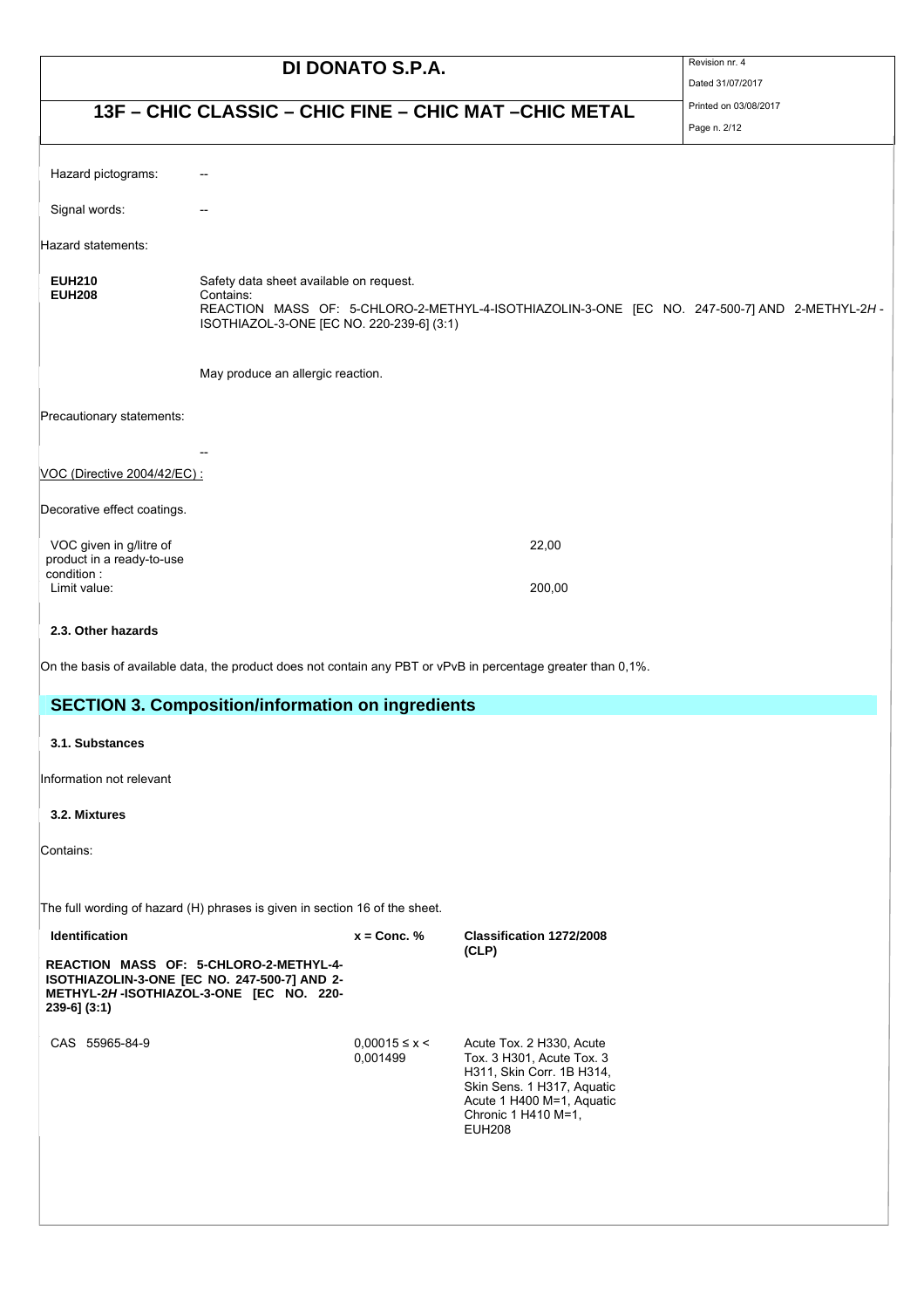| | |
|---|---|
| Hazard pictograms: | -- |
| Signal words: | -- |

Hazard statements:

| | |
|---|---|
| **EUH210** | Safety data sheet available on request. |
| **EUH208** | Contains:<br>REACTION MASS OF: 5-CHLORO-2-METHYL-4-ISOTHIAZOLIN-3-ONE [EC NO. 247-500-7] AND 2-METHYL-2*H*-ISOTHIAZOL-3-ONE [EC NO. 220-239-6] (3:1)<br><br>May produce an allergic reaction. |

Precautionary statements:

--

VOC (Directive 2004/42/EC) :

Decorative effect coatings.

| | |
|---|---|
| VOC given in g/litre of product in a ready-to-use condition : | 22,00 |
| Limit value: | 200,00 |

**2.3. Other hazards**

On the basis of available data, the product does not contain any PBT or vPvB in percentage greater than 0,1%.

## SECTION 3. Composition/information on ingredients

**3.1. Substances**

Information not relevant

**3.2. Mixtures**

Contains:

The full wording of hazard (H) phrases is given in section 16 of the sheet.

| Identification | x = Conc. % | Classification 1272/2008 (CLP) |
|---|---|---|
| **REACTION MASS OF: 5-CHLORO-2-METHYL-4-ISOTHIAZOLIN-3-ONE [EC NO. 247-500-7] AND 2-METHYL-2*H*-ISOTHIAZOL-3-ONE [EC NO. 220-239-6] (3:1)** | | |
| CAS 55965-84-9 | $0{,}00015 \leq x <$ 0,001499 | Acute Tox. 2 H330, Acute Tox. 3 H301, Acute Tox. 3 H311, Skin Corr. 1B H314, Skin Sens. 1 H317, Aquatic Acute 1 H400 M=1, Aquatic Chronic 1 H410 M=1, EUH208 |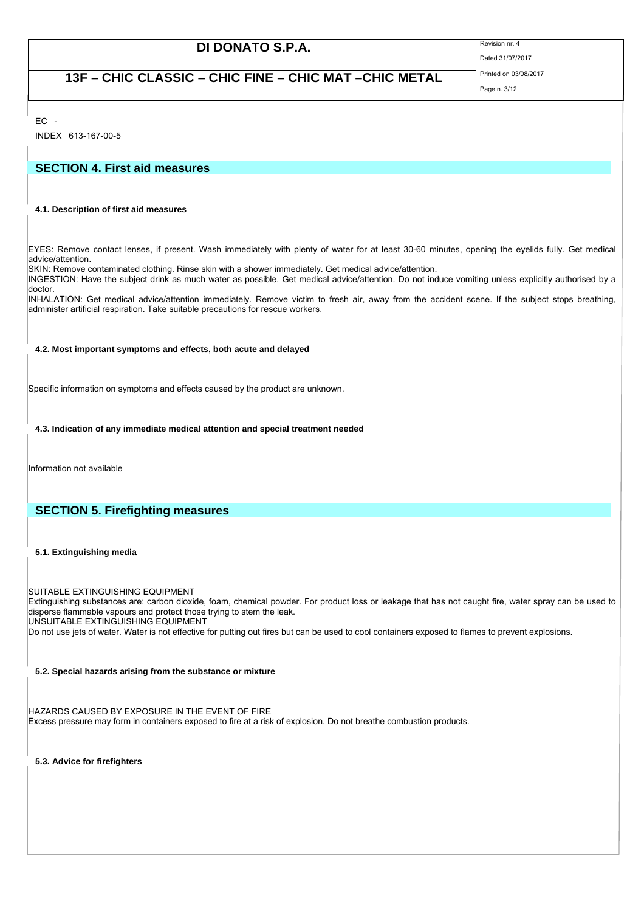EC -

INDEX 613-167-00-5

## SECTION 4. First aid measures

### 4.1. Description of first aid measures

EYES: Remove contact lenses, if present. Wash immediately with plenty of water for at least 30-60 minutes, opening the eyelids fully. Get medical advice/attention.
SKIN: Remove contaminated clothing. Rinse skin with a shower immediately. Get medical advice/attention.
INGESTION: Have the subject drink as much water as possible. Get medical advice/attention. Do not induce vomiting unless explicitly authorised by a doctor.
INHALATION: Get medical advice/attention immediately. Remove victim to fresh air, away from the accident scene. If the subject stops breathing, administer artificial respiration. Take suitable precautions for rescue workers.

### 4.2. Most important symptoms and effects, both acute and delayed

Specific information on symptoms and effects caused by the product are unknown.

### 4.3. Indication of any immediate medical attention and special treatment needed

Information not available

## SECTION 5. Firefighting measures

### 5.1. Extinguishing media

SUITABLE EXTINGUISHING EQUIPMENT
Extinguishing substances are: carbon dioxide, foam, chemical powder. For product loss or leakage that has not caught fire, water spray can be used to disperse flammable vapours and protect those trying to stem the leak.
UNSUITABLE EXTINGUISHING EQUIPMENT
Do not use jets of water. Water is not effective for putting out fires but can be used to cool containers exposed to flames to prevent explosions.

### 5.2. Special hazards arising from the substance or mixture

HAZARDS CAUSED BY EXPOSURE IN THE EVENT OF FIRE
Excess pressure may form in containers exposed to fire at a risk of explosion. Do not breathe combustion products.

### 5.3. Advice for firefighters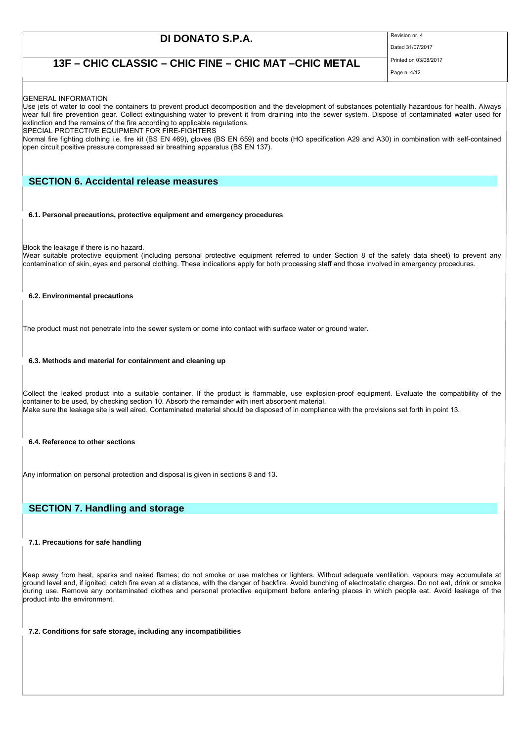GENERAL INFORMATION

Use jets of water to cool the containers to prevent product decomposition and the development of substances potentially hazardous for health. Always wear full fire prevention gear. Collect extinguishing water to prevent it from draining into the sewer system. Dispose of contaminated water used for extinction and the remains of the fire according to applicable regulations.

SPECIAL PROTECTIVE EQUIPMENT FOR FIRE-FIGHTERS

Normal fire fighting clothing i.e. fire kit (BS EN 469), gloves (BS EN 659) and boots (HO specification A29 and A30) in combination with self-contained open circuit positive pressure compressed air breathing apparatus (BS EN 137).

## SECTION 6. Accidental release measures

### 6.1. Personal precautions, protective equipment and emergency procedures

Block the leakage if there is no hazard.

Wear suitable protective equipment (including personal protective equipment referred to under Section 8 of the safety data sheet) to prevent any contamination of skin, eyes and personal clothing. These indications apply for both processing staff and those involved in emergency procedures.

### 6.2. Environmental precautions

The product must not penetrate into the sewer system or come into contact with surface water or ground water.

### 6.3. Methods and material for containment and cleaning up

Collect the leaked product into a suitable container. If the product is flammable, use explosion-proof equipment. Evaluate the compatibility of the container to be used, by checking section 10. Absorb the remainder with inert absorbent material.

Make sure the leakage site is well aired. Contaminated material should be disposed of in compliance with the provisions set forth in point 13.

### 6.4. Reference to other sections

Any information on personal protection and disposal is given in sections 8 and 13.

## SECTION 7. Handling and storage

### 7.1. Precautions for safe handling

Keep away from heat, sparks and naked flames; do not smoke or use matches or lighters. Without adequate ventilation, vapours may accumulate at ground level and, if ignited, catch fire even at a distance, with the danger of backfire. Avoid bunching of electrostatic charges. Do not eat, drink or smoke during use. Remove any contaminated clothes and personal protective equipment before entering places in which people eat. Avoid leakage of the product into the environment.

### 7.2. Conditions for safe storage, including any incompatibilities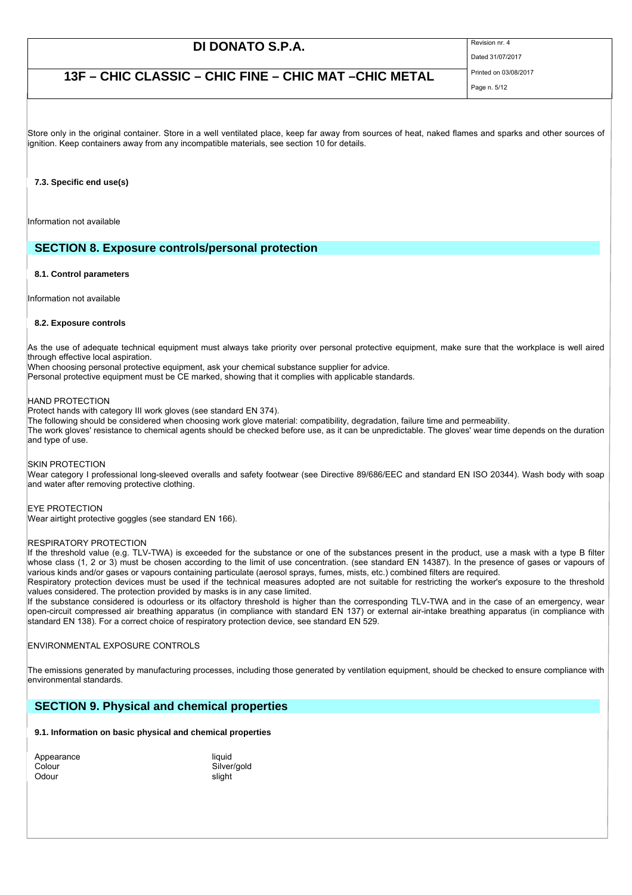Store only in the original container. Store in a well ventilated place, keep far away from sources of heat, naked flames and sparks and other sources of ignition. Keep containers away from any incompatible materials, see section 10 for details.

### 7.3. Specific end use(s)

Information not available

## SECTION 8. Exposure controls/personal protection

### 8.1. Control parameters

Information not available

### 8.2. Exposure controls

As the use of adequate technical equipment must always take priority over personal protective equipment, make sure that the workplace is well aired through effective local aspiration.
When choosing personal protective equipment, ask your chemical substance supplier for advice.
Personal protective equipment must be CE marked, showing that it complies with applicable standards.

HAND PROTECTION
Protect hands with category III work gloves (see standard EN 374).
The following should be considered when choosing work glove material: compatibility, degradation, failure time and permeability.
The work gloves' resistance to chemical agents should be checked before use, as it can be unpredictable. The gloves' wear time depends on the duration and type of use.

SKIN PROTECTION
Wear category I professional long-sleeved overalls and safety footwear (see Directive 89/686/EEC and standard EN ISO 20344). Wash body with soap and water after removing protective clothing.

EYE PROTECTION
Wear airtight protective goggles (see standard EN 166).

RESPIRATORY PROTECTION
If the threshold value (e.g. TLV-TWA) is exceeded for the substance or one of the substances present in the product, use a mask with a type B filter whose class (1, 2 or 3) must be chosen according to the limit of use concentration. (see standard EN 14387). In the presence of gases or vapours of various kinds and/or gases or vapours containing particulate (aerosol sprays, fumes, mists, etc.) combined filters are required.
Respiratory protection devices must be used if the technical measures adopted are not suitable for restricting the worker's exposure to the threshold values considered. The protection provided by masks is in any case limited.
If the substance considered is odourless or its olfactory threshold is higher than the corresponding TLV-TWA and in the case of an emergency, wear open-circuit compressed air breathing apparatus (in compliance with standard EN 137) or external air-intake breathing apparatus (in compliance with standard EN 138). For a correct choice of respiratory protection device, see standard EN 529.

ENVIRONMENTAL EXPOSURE CONTROLS

The emissions generated by manufacturing processes, including those generated by ventilation equipment, should be checked to ensure compliance with environmental standards.

## SECTION 9. Physical and chemical properties

### 9.1. Information on basic physical and chemical properties

| | |
|---|---|
| Appearance | liquid |
| Colour | Silver/gold |
| Odour | slight |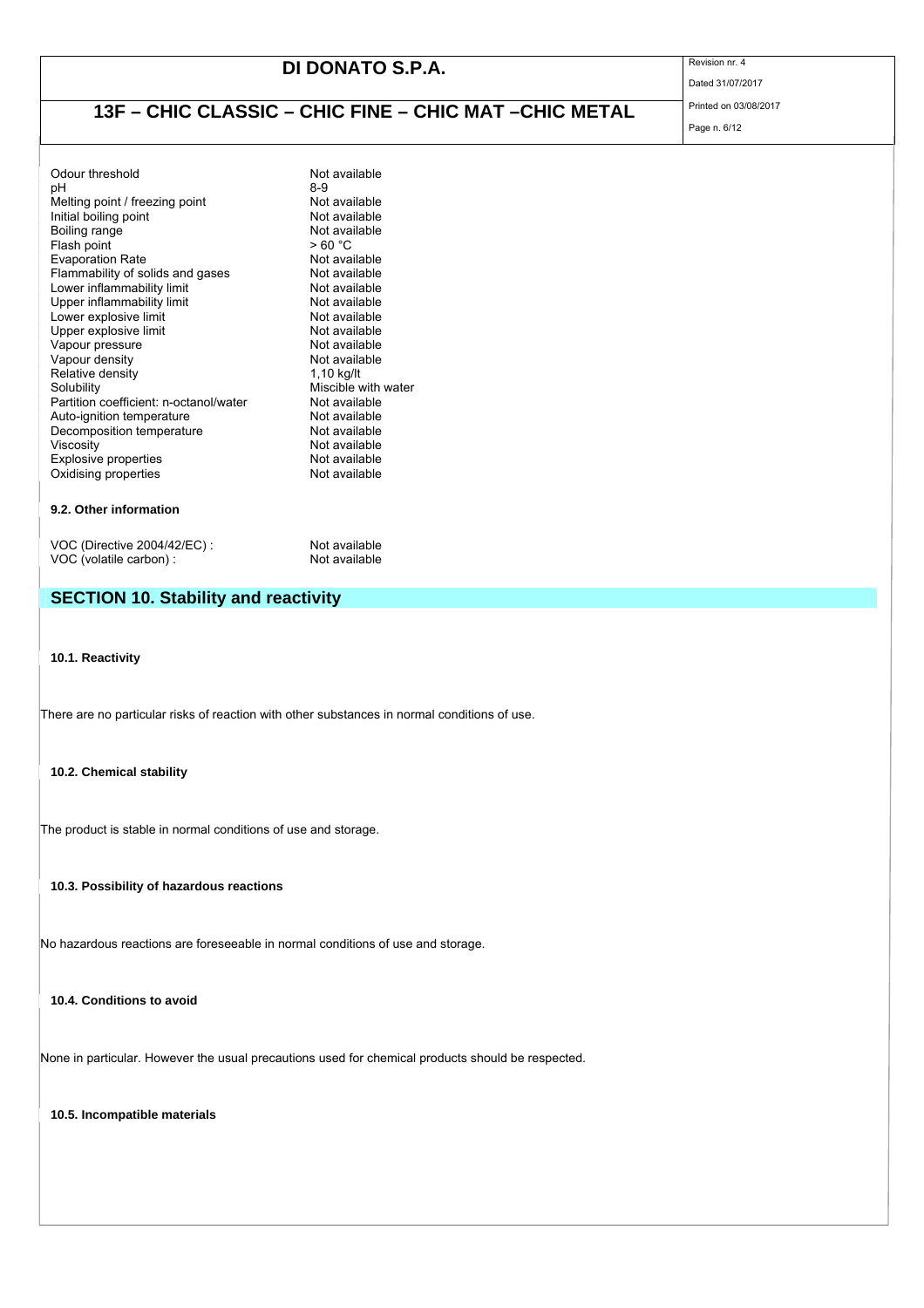| | |
|---|---|
| Odour threshold | Not available |
| pH | 8-9 |
| Melting point / freezing point | Not available |
| Initial boiling point | Not available |
| Boiling range | Not available |
| Flash point | > 60 °C |
| Evaporation Rate | Not available |
| Flammability of solids and gases | Not available |
| Lower inflammability limit | Not available |
| Upper inflammability limit | Not available |
| Lower explosive limit | Not available |
| Upper explosive limit | Not available |
| Vapour pressure | Not available |
| Vapour density | Not available |
| Relative density | 1,10 kg/lt |
| Solubility | Miscible with water |
| Partition coefficient: n-octanol/water | Not available |
| Auto-ignition temperature | Not available |
| Decomposition temperature | Not available |
| Viscosity | Not available |
| Explosive properties | Not available |
| Oxidising properties | Not available |

**9.2. Other information**

| | |
|---|---|
| VOC (Directive 2004/42/EC) : | Not available |
| VOC (volatile carbon) : | Not available |

## SECTION 10. Stability and reactivity

**10.1. Reactivity**

There are no particular risks of reaction with other substances in normal conditions of use.

**10.2. Chemical stability**

The product is stable in normal conditions of use and storage.

**10.3. Possibility of hazardous reactions**

No hazardous reactions are foreseeable in normal conditions of use and storage.

**10.4. Conditions to avoid**

None in particular. However the usual precautions used for chemical products should be respected.

**10.5. Incompatible materials**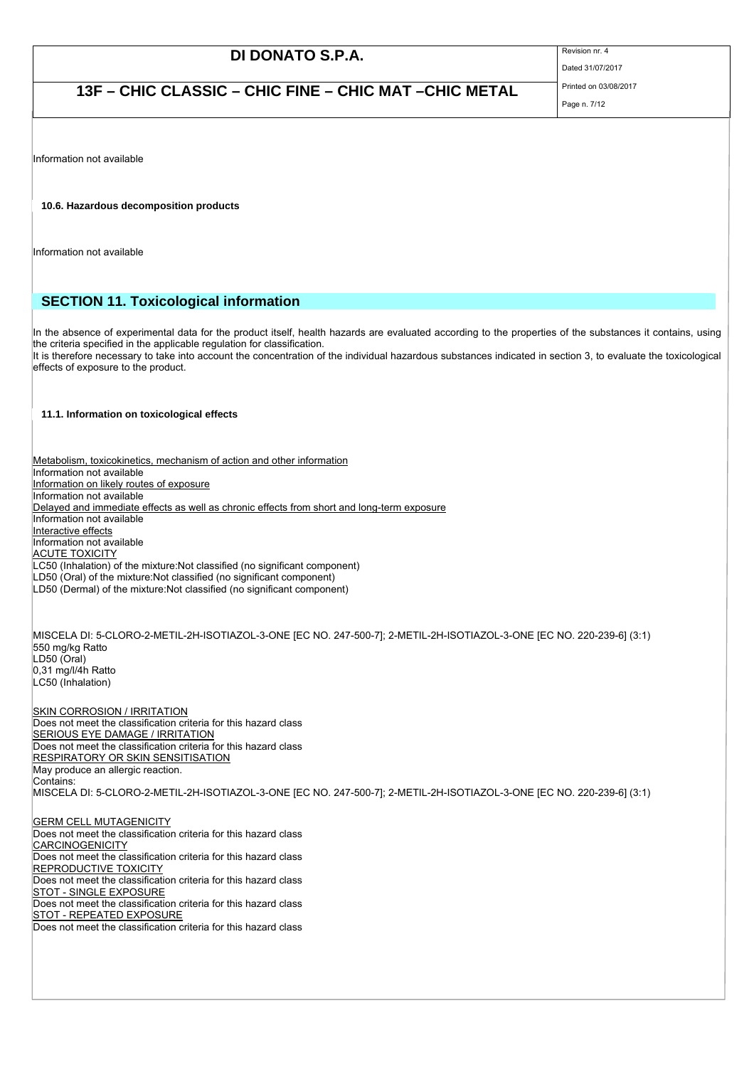Information not available

### 10.6. Hazardous decomposition products

Information not available

## SECTION 11. Toxicological information

In the absence of experimental data for the product itself, health hazards are evaluated according to the properties of the substances it contains, using the criteria specified in the applicable regulation for classification.
It is therefore necessary to take into account the concentration of the individual hazardous substances indicated in section 3, to evaluate the toxicological effects of exposure to the product.

### 11.1. Information on toxicological effects

Metabolism, toxicokinetics, mechanism of action and other information
Information not available
Information on likely routes of exposure
Information not available
Delayed and immediate effects as well as chronic effects from short and long-term exposure
Information not available
Interactive effects
Information not available
ACUTE TOXICITY
LC50 (Inhalation) of the mixture:Not classified (no significant component)
LD50 (Oral) of the mixture:Not classified (no significant component)
LD50 (Dermal) of the mixture:Not classified (no significant component)

MISCELA DI: 5-CLORO-2-METIL-2H-ISOTIAZOL-3-ONE [EC NO. 247-500-7]; 2-METIL-2H-ISOTIAZOL-3-ONE [EC NO. 220-239-6] (3:1)
550 mg/kg Ratto
LD50 (Oral)
0,31 mg/l/4h Ratto
LC50 (Inhalation)

SKIN CORROSION / IRRITATION
Does not meet the classification criteria for this hazard class
SERIOUS EYE DAMAGE / IRRITATION
Does not meet the classification criteria for this hazard class
RESPIRATORY OR SKIN SENSITISATION
May produce an allergic reaction.
Contains:
MISCELA DI: 5-CLORO-2-METIL-2H-ISOTIAZOL-3-ONE [EC NO. 247-500-7]; 2-METIL-2H-ISOTIAZOL-3-ONE [EC NO. 220-239-6] (3:1)

GERM CELL MUTAGENICITY
Does not meet the classification criteria for this hazard class
CARCINOGENICITY
Does not meet the classification criteria for this hazard class
REPRODUCTIVE TOXICITY
Does not meet the classification criteria for this hazard class
STOT - SINGLE EXPOSURE
Does not meet the classification criteria for this hazard class
STOT - REPEATED EXPOSURE
Does not meet the classification criteria for this hazard class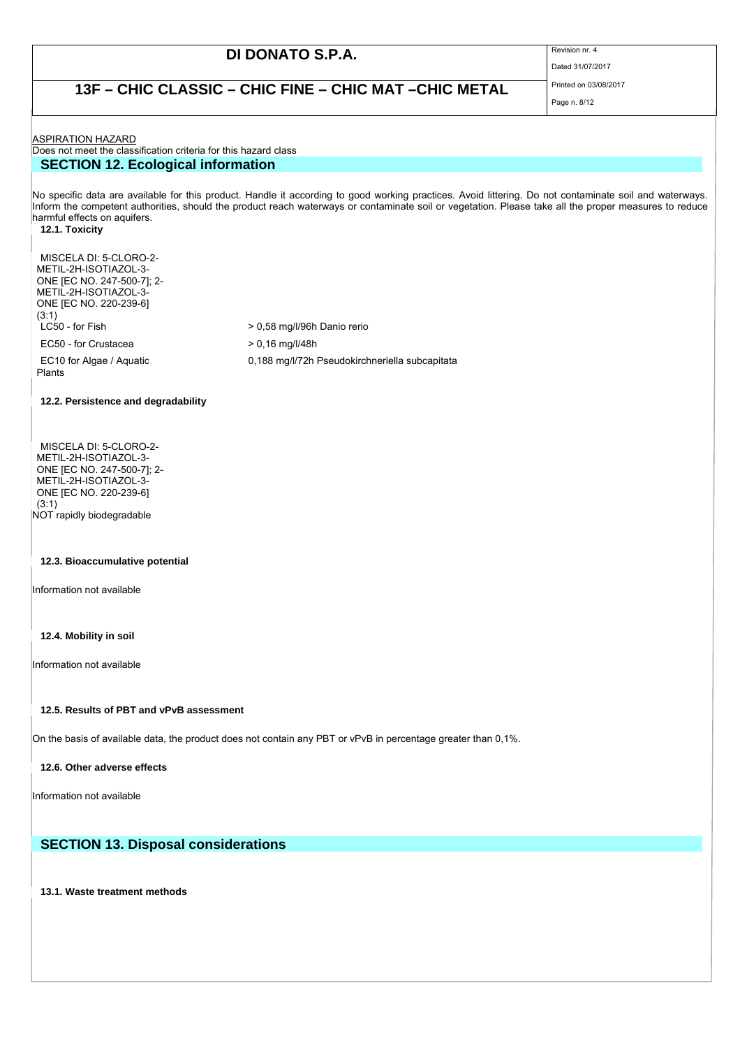ASPIRATION HAZARD

Does not meet the classification criteria for this hazard class

## SECTION 12. Ecological information

No specific data are available for this product. Handle it according to good working practices. Avoid littering. Do not contaminate soil and waterways. Inform the competent authorities, should the product reach waterways or contaminate soil or vegetation. Please take all the proper measures to reduce harmful effects on aquifers.

### 12.1. Toxicity

MISCELA DI: 5-CLORO-2-METIL-2H-ISOTIAZOL-3-ONE [EC NO. 247-500-7]; 2-METIL-2H-ISOTIAZOL-3-ONE [EC NO. 220-239-6] (3:1)

| | |
|---|---|
| LC50 - for Fish | > 0,58 mg/l/96h Danio rerio |
| EC50 - for Crustacea | > 0,16 mg/l/48h |
| EC10 for Algae / Aquatic Plants | 0,188 mg/l/72h Pseudokirchneriella subcapitata |

### 12.2. Persistence and degradability

MISCELA DI: 5-CLORO-2-METIL-2H-ISOTIAZOL-3-ONE [EC NO. 247-500-7]; 2-METIL-2H-ISOTIAZOL-3-ONE [EC NO. 220-239-6] (3:1)

NOT rapidly biodegradable

### 12.3. Bioaccumulative potential

Information not available

### 12.4. Mobility in soil

Information not available

### 12.5. Results of PBT and vPvB assessment

On the basis of available data, the product does not contain any PBT or vPvB in percentage greater than 0,1%.

### 12.6. Other adverse effects

Information not available

## SECTION 13. Disposal considerations

### 13.1. Waste treatment methods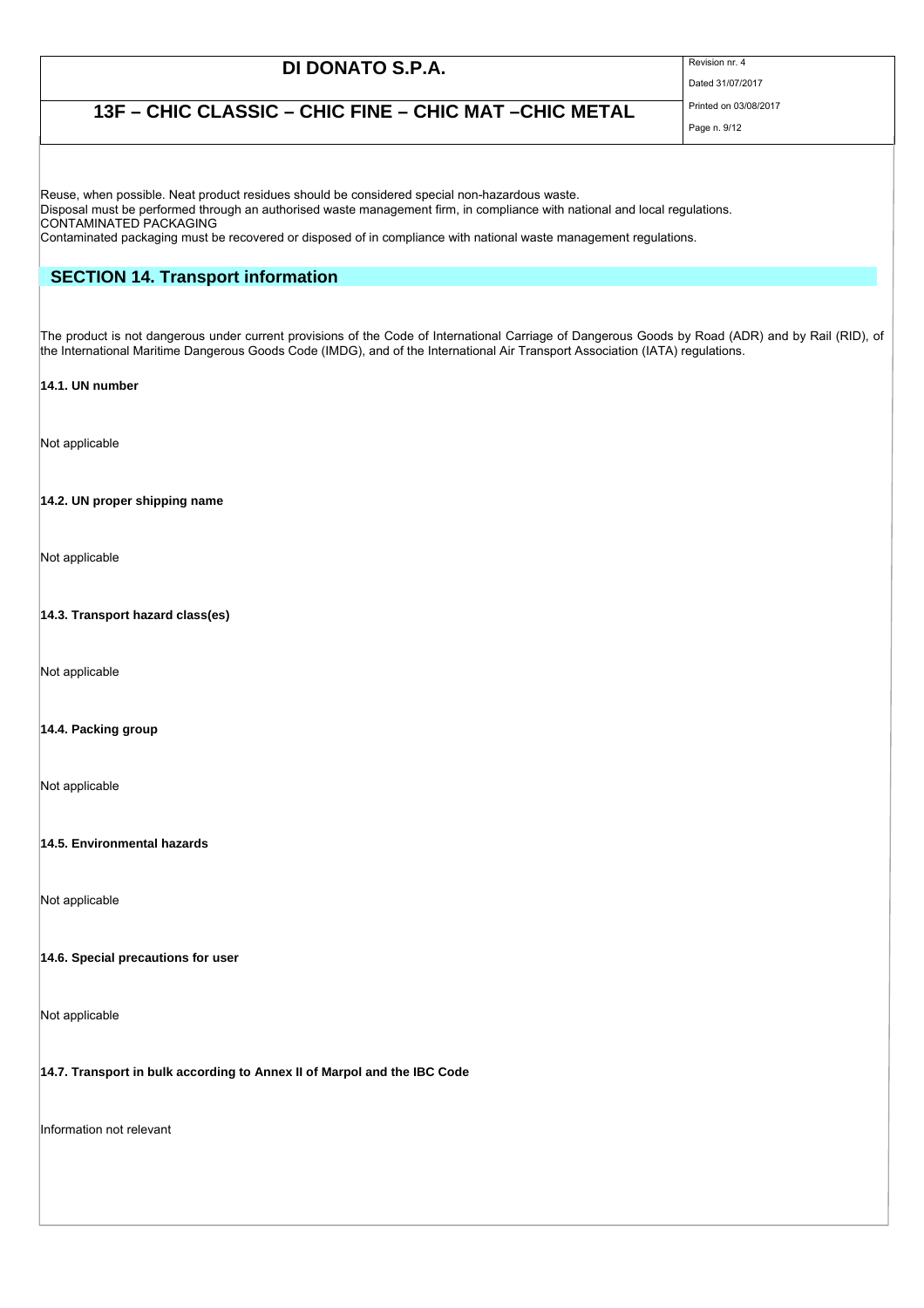Reuse, when possible. Neat product residues should be considered special non-hazardous waste.
Disposal must be performed through an authorised waste management firm, in compliance with national and local regulations.
CONTAMINATED PACKAGING
Contaminated packaging must be recovered or disposed of in compliance with national waste management regulations.

## SECTION 14. Transport information

The product is not dangerous under current provisions of the Code of International Carriage of Dangerous Goods by Road (ADR) and by Rail (RID), of the International Maritime Dangerous Goods Code (IMDG), and of the International Air Transport Association (IATA) regulations.

**14.1. UN number**

Not applicable

**14.2. UN proper shipping name**

Not applicable

**14.3. Transport hazard class(es)**

Not applicable

**14.4. Packing group**

Not applicable

**14.5. Environmental hazards**

Not applicable

**14.6. Special precautions for user**

Not applicable

**14.7. Transport in bulk according to Annex II of Marpol and the IBC Code**

Information not relevant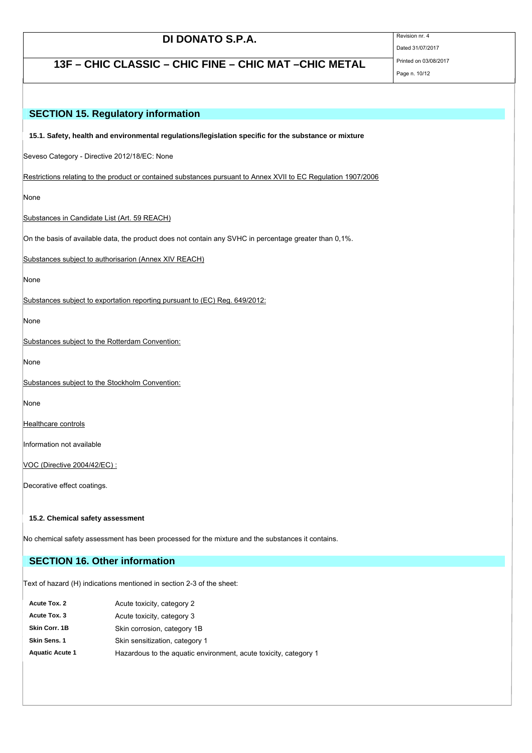## SECTION 15. Regulatory information

### 15.1. Safety, health and environmental regulations/legislation specific for the substance or mixture

Seveso Category - Directive 2012/18/EC: None

Restrictions relating to the product or contained substances pursuant to Annex XVII to EC Regulation 1907/2006

None

Substances in Candidate List (Art. 59 REACH)

On the basis of available data, the product does not contain any SVHC in percentage greater than 0,1%.

Substances subject to authorisarion (Annex XIV REACH)

None

Substances subject to exportation reporting pursuant to (EC) Reg. 649/2012:

None

Substances subject to the Rotterdam Convention:

None

Substances subject to the Stockholm Convention:

None

Healthcare controls

Information not available

VOC (Directive 2004/42/EC) :

Decorative effect coatings.

### 15.2. Chemical safety assessment

No chemical safety assessment has been processed for the mixture and the substances it contains.

## SECTION 16. Other information

Text of hazard (H) indications mentioned in section 2-3 of the sheet:

| | |
|---|---|
| **Acute Tox. 2** | Acute toxicity, category 2 |
| **Acute Tox. 3** | Acute toxicity, category 3 |
| **Skin Corr. 1B** | Skin corrosion, category 1B |
| **Skin Sens. 1** | Skin sensitization, category 1 |
| **Aquatic Acute 1** | Hazardous to the aquatic environment, acute toxicity, category 1 |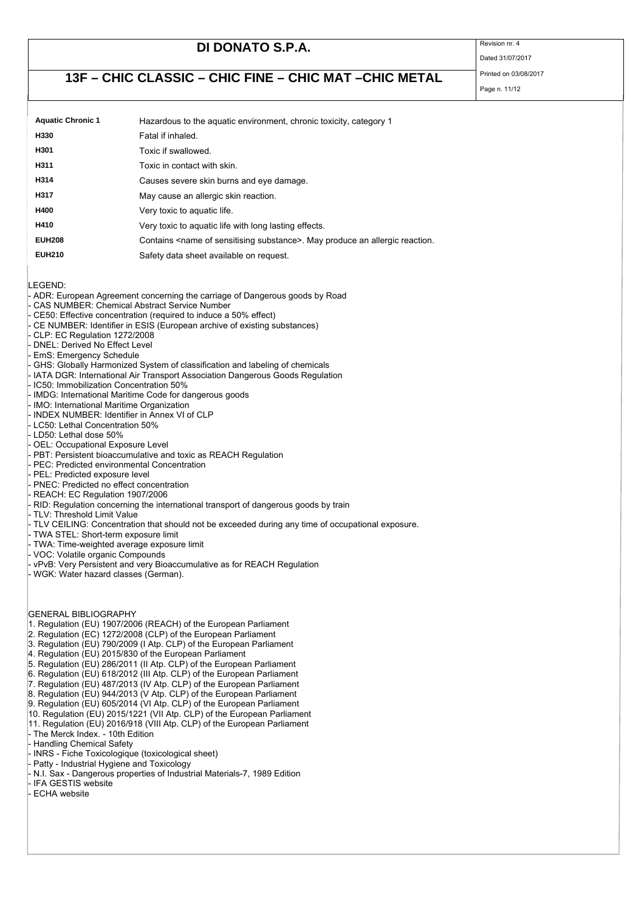| | |
|---|---|
| **Aquatic Chronic 1** | Hazardous to the aquatic environment, chronic toxicity, category 1 |
| **H330** | Fatal if inhaled. |
| **H301** | Toxic if swallowed. |
| **H311** | Toxic in contact with skin. |
| **H314** | Causes severe skin burns and eye damage. |
| **H317** | May cause an allergic skin reaction. |
| **H400** | Very toxic to aquatic life. |
| **H410** | Very toxic to aquatic life with long lasting effects. |
| **EUH208** | Contains <name of sensitising substance>. May produce an allergic reaction. |
| **EUH210** | Safety data sheet available on request. |

LEGEND:

- ADR: European Agreement concerning the carriage of Dangerous goods by Road
- CAS NUMBER: Chemical Abstract Service Number
- CE50: Effective concentration (required to induce a 50% effect)
- CE NUMBER: Identifier in ESIS (European archive of existing substances)
- CLP: EC Regulation 1272/2008
- DNEL: Derived No Effect Level
- EmS: Emergency Schedule
- GHS: Globally Harmonized System of classification and labeling of chemicals
- IATA DGR: International Air Transport Association Dangerous Goods Regulation
- IC50: Immobilization Concentration 50%
- IMDG: International Maritime Code for dangerous goods
- IMO: International Maritime Organization
- INDEX NUMBER: Identifier in Annex VI of CLP
- LC50: Lethal Concentration 50%
- LD50: Lethal dose 50%
- OEL: Occupational Exposure Level
- PBT: Persistent bioaccumulative and toxic as REACH Regulation
- PEC: Predicted environmental Concentration
- PEL: Predicted exposure level
- PNEC: Predicted no effect concentration
- REACH: EC Regulation 1907/2006
- RID: Regulation concerning the international transport of dangerous goods by train
- TLV: Threshold Limit Value
- TLV CEILING: Concentration that should not be exceeded during any time of occupational exposure.
- TWA STEL: Short-term exposure limit
- TWA: Time-weighted average exposure limit
- VOC: Volatile organic Compounds
- vPvB: Very Persistent and very Bioaccumulative as for REACH Regulation
- WGK: Water hazard classes (German).

GENERAL BIBLIOGRAPHY

1. Regulation (EU) 1907/2006 (REACH) of the European Parliament
2. Regulation (EC) 1272/2008 (CLP) of the European Parliament
3. Regulation (EU) 790/2009 (I Atp. CLP) of the European Parliament
4. Regulation (EU) 2015/830 of the European Parliament
5. Regulation (EU) 286/2011 (II Atp. CLP) of the European Parliament
6. Regulation (EU) 618/2012 (III Atp. CLP) of the European Parliament
7. Regulation (EU) 487/2013 (IV Atp. CLP) of the European Parliament
8. Regulation (EU) 944/2013 (V Atp. CLP) of the European Parliament
9. Regulation (EU) 605/2014 (VI Atp. CLP) of the European Parliament
10. Regulation (EU) 2015/1221 (VII Atp. CLP) of the European Parliament
11. Regulation (EU) 2016/918 (VIII Atp. CLP) of the European Parliament

- The Merck Index. - 10th Edition
- Handling Chemical Safety
- INRS - Fiche Toxicologique (toxicological sheet)
- Patty - Industrial Hygiene and Toxicology
- N.I. Sax - Dangerous properties of Industrial Materials-7, 1989 Edition
- IFA GESTIS website
- ECHA website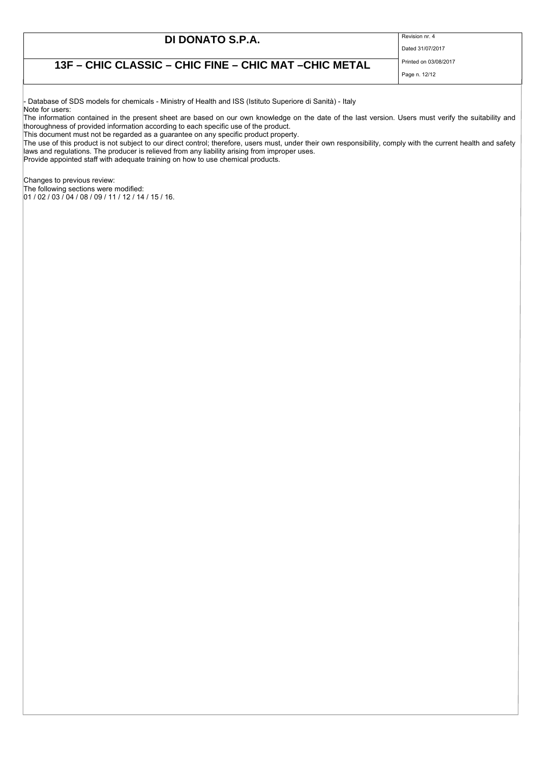- Database of SDS models for chemicals - Ministry of Health and ISS (Istituto Superiore di Sanità) - Italy

Note for users:

The information contained in the present sheet are based on our own knowledge on the date of the last version. Users must verify the suitability and thoroughness of provided information according to each specific use of the product.

This document must not be regarded as a guarantee on any specific product property.

The use of this product is not subject to our direct control; therefore, users must, under their own responsibility, comply with the current health and safety laws and regulations. The producer is relieved from any liability arising from improper uses.

Provide appointed staff with adequate training on how to use chemical products.

Changes to previous review:

The following sections were modified:

01 / 02 / 03 / 04 / 08 / 09 / 11 / 12 / 14 / 15 / 16.